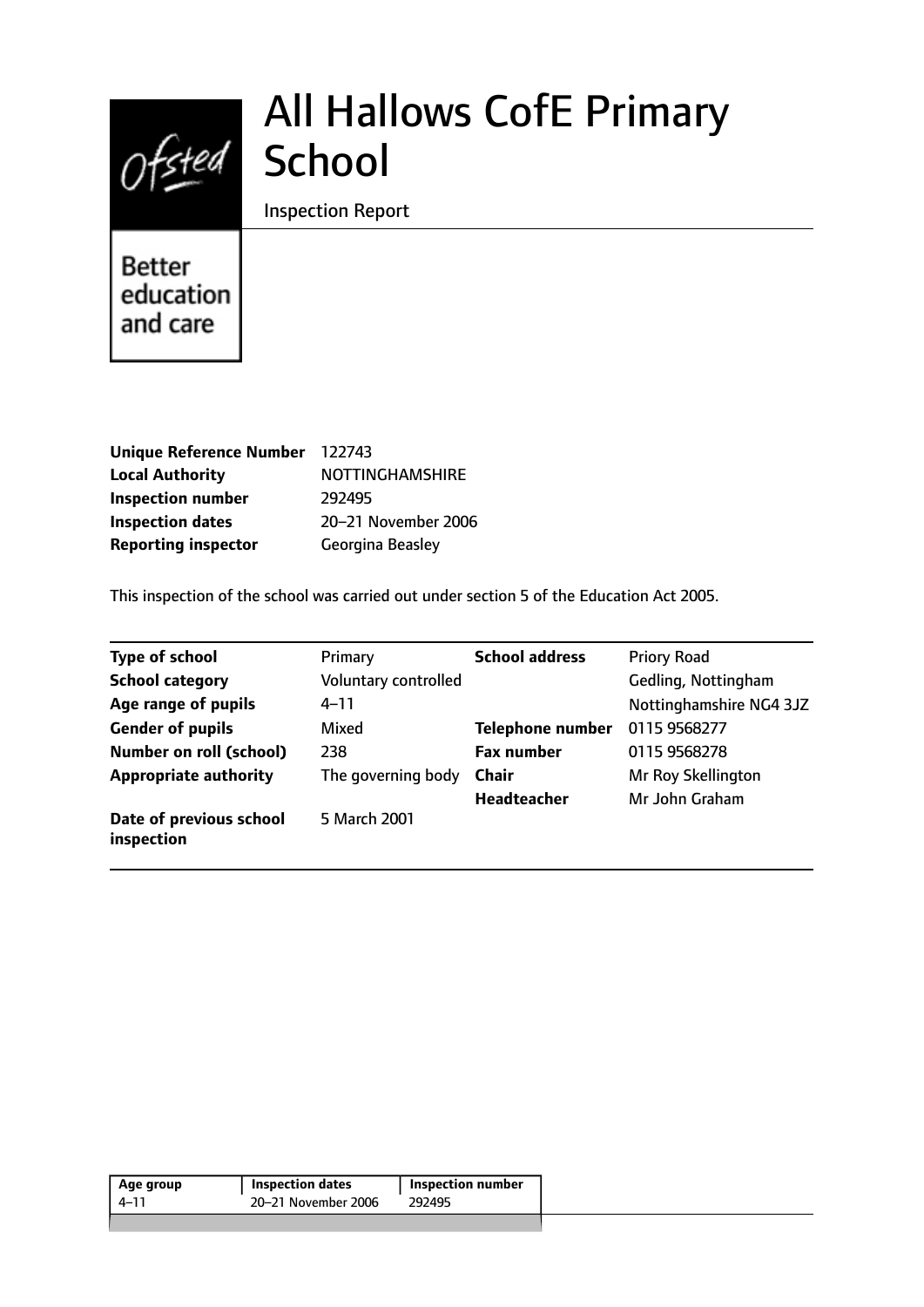# All Hallows CofE Primary School

Inspection Report

| | |
|---|---|
| **Unique Reference Number** | 122743 |
| **Local Authority** | NOTTINGHAMSHIRE |
| **Inspection number** | 292495 |
| **Inspection dates** | 20–21 November 2006 |
| **Reporting inspector** | Georgina Beasley |

This inspection of the school was carried out under section 5 of the Education Act 2005.

| | | | |
|---|---|---|---|
| **Type of school** | Primary | **School address** | Priory Road |
| **School category** | Voluntary controlled | | Gedling, Nottingham |
| **Age range of pupils** | 4–11 | | Nottinghamshire NG4 3JZ |
| **Gender of pupils** | Mixed | **Telephone number** | 0115 9568277 |
| **Number on roll (school)** | 238 | **Fax number** | 0115 9568278 |
| **Appropriate authority** | The governing body | **Chair** | Mr Roy Skellington |
| | | **Headteacher** | Mr John Graham |
| **Date of previous school inspection** | 5 March 2001 | | |

| Age group | Inspection dates | Inspection number |
|---|---|---|
| 4–11 | 20–21 November 2006 | 292495 |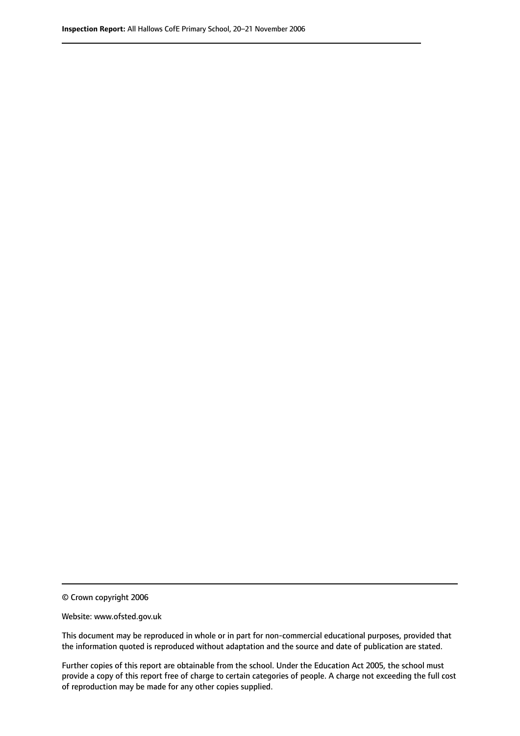© Crown copyright 2006

Website: www.ofsted.gov.uk

This document may be reproduced in whole or in part for non-commercial educational purposes, provided that the information quoted is reproduced without adaptation and the source and date of publication are stated.

Further copies of this report are obtainable from the school. Under the Education Act 2005, the school must provide a copy of this report free of charge to certain categories of people. A charge not exceeding the full cost of reproduction may be made for any other copies supplied.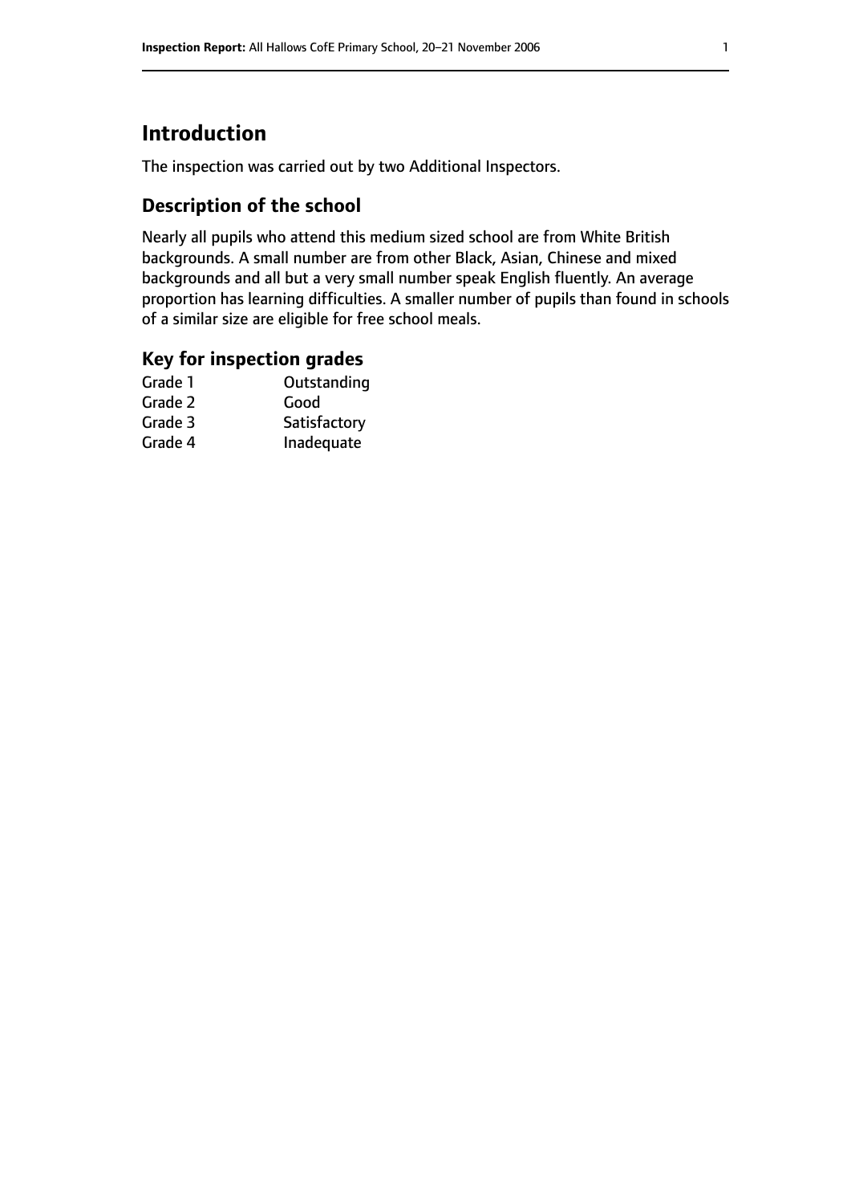# Introduction

The inspection was carried out by two Additional Inspectors.

## Description of the school

Nearly all pupils who attend this medium sized school are from White British backgrounds. A small number are from other Black, Asian, Chinese and mixed backgrounds and all but a very small number speak English fluently. An average proportion has learning difficulties. A smaller number of pupils than found in schools of a similar size are eligible for free school meals.

## Key for inspection grades

| | |
|---|---|
| Grade 1 | Outstanding |
| Grade 2 | Good |
| Grade 3 | Satisfactory |
| Grade 4 | Inadequate |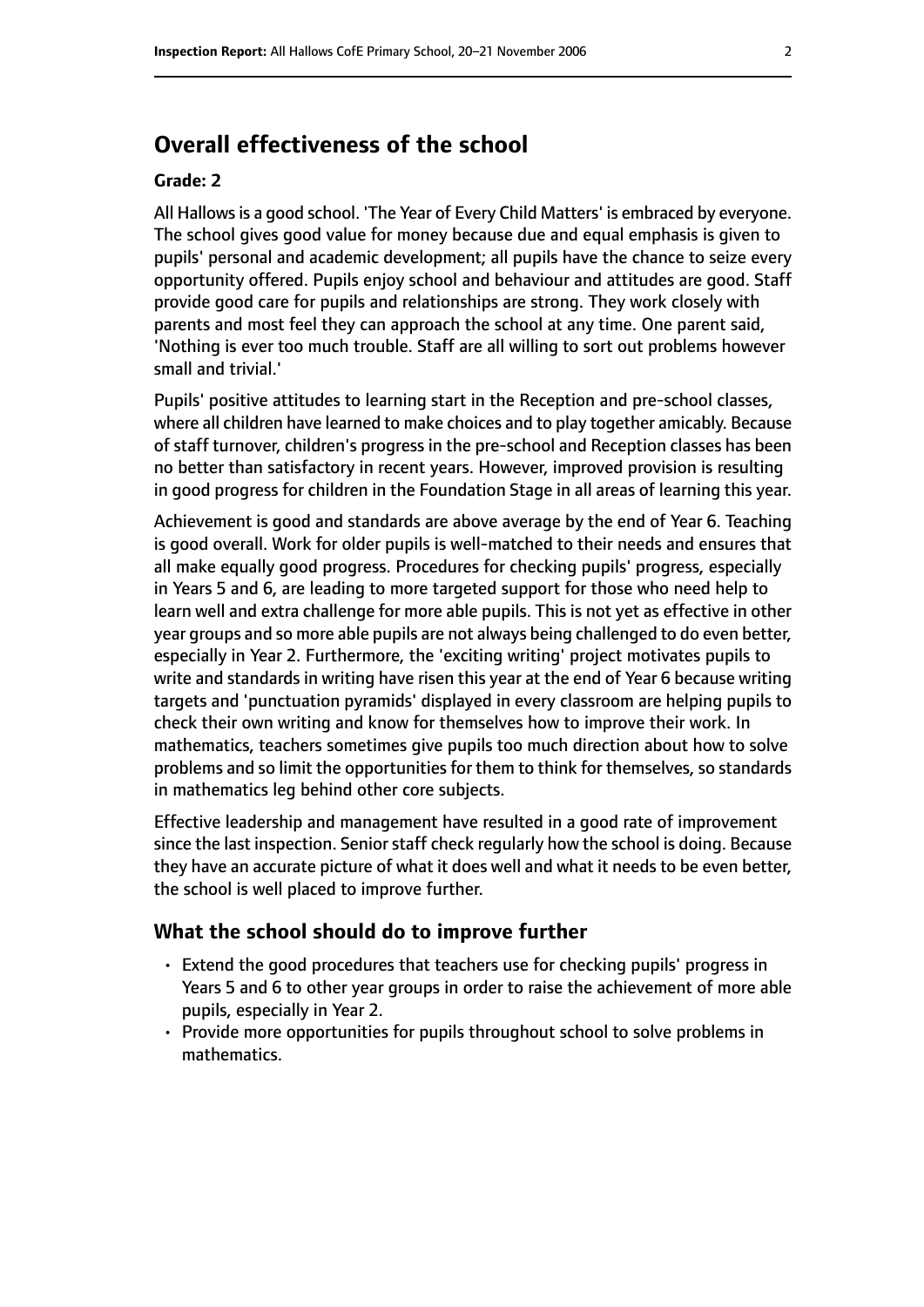## Overall effectiveness of the school

### Grade: 2

All Hallows is a good school. 'The Year of Every Child Matters' is embraced by everyone. The school gives good value for money because due and equal emphasis is given to pupils' personal and academic development; all pupils have the chance to seize every opportunity offered. Pupils enjoy school and behaviour and attitudes are good. Staff provide good care for pupils and relationships are strong. They work closely with parents and most feel they can approach the school at any time. One parent said, 'Nothing is ever too much trouble. Staff are all willing to sort out problems however small and trivial.'

Pupils' positive attitudes to learning start in the Reception and pre-school classes, where all children have learned to make choices and to play together amicably. Because of staff turnover, children's progress in the pre-school and Reception classes has been no better than satisfactory in recent years. However, improved provision is resulting in good progress for children in the Foundation Stage in all areas of learning this year.

Achievement is good and standards are above average by the end of Year 6. Teaching is good overall. Work for older pupils is well-matched to their needs and ensures that all make equally good progress. Procedures for checking pupils' progress, especially in Years 5 and 6, are leading to more targeted support for those who need help to learn well and extra challenge for more able pupils. This is not yet as effective in other year groups and so more able pupils are not always being challenged to do even better, especially in Year 2. Furthermore, the 'exciting writing' project motivates pupils to write and standards in writing have risen this year at the end of Year 6 because writing targets and 'punctuation pyramids' displayed in every classroom are helping pupils to check their own writing and know for themselves how to improve their work. In mathematics, teachers sometimes give pupils too much direction about how to solve problems and so limit the opportunities for them to think for themselves, so standards in mathematics leg behind other core subjects.

Effective leadership and management have resulted in a good rate of improvement since the last inspection. Senior staff check regularly how the school is doing. Because they have an accurate picture of what it does well and what it needs to be even better, the school is well placed to improve further.

### What the school should do to improve further

- Extend the good procedures that teachers use for checking pupils' progress in Years 5 and 6 to other year groups in order to raise the achievement of more able pupils, especially in Year 2.
- Provide more opportunities for pupils throughout school to solve problems in mathematics.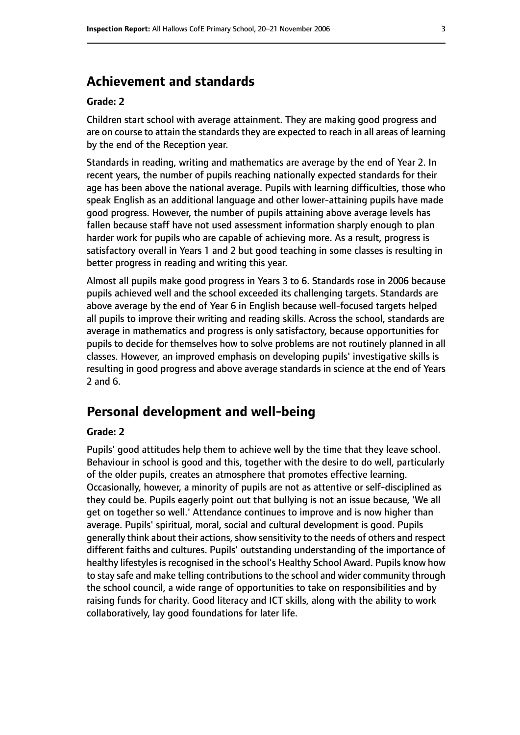## Achievement and standards

**Grade: 2**

Children start school with average attainment. They are making good progress and are on course to attain the standards they are expected to reach in all areas of learning by the end of the Reception year.

Standards in reading, writing and mathematics are average by the end of Year 2. In recent years, the number of pupils reaching nationally expected standards for their age has been above the national average. Pupils with learning difficulties, those who speak English as an additional language and other lower-attaining pupils have made good progress. However, the number of pupils attaining above average levels has fallen because staff have not used assessment information sharply enough to plan harder work for pupils who are capable of achieving more. As a result, progress is satisfactory overall in Years 1 and 2 but good teaching in some classes is resulting in better progress in reading and writing this year.

Almost all pupils make good progress in Years 3 to 6. Standards rose in 2006 because pupils achieved well and the school exceeded its challenging targets. Standards are above average by the end of Year 6 in English because well-focused targets helped all pupils to improve their writing and reading skills. Across the school, standards are average in mathematics and progress is only satisfactory, because opportunities for pupils to decide for themselves how to solve problems are not routinely planned in all classes. However, an improved emphasis on developing pupils' investigative skills is resulting in good progress and above average standards in science at the end of Years 2 and 6.

## Personal development and well-being

**Grade: 2**

Pupils' good attitudes help them to achieve well by the time that they leave school. Behaviour in school is good and this, together with the desire to do well, particularly of the older pupils, creates an atmosphere that promotes effective learning. Occasionally, however, a minority of pupils are not as attentive or self-disciplined as they could be. Pupils eagerly point out that bullying is not an issue because, 'We all get on together so well.' Attendance continues to improve and is now higher than average. Pupils' spiritual, moral, social and cultural development is good. Pupils generally think about their actions, show sensitivity to the needs of others and respect different faiths and cultures. Pupils' outstanding understanding of the importance of healthy lifestyles is recognised in the school's Healthy School Award. Pupils know how to stay safe and make telling contributions to the school and wider community through the school council, a wide range of opportunities to take on responsibilities and by raising funds for charity. Good literacy and ICT skills, along with the ability to work collaboratively, lay good foundations for later life.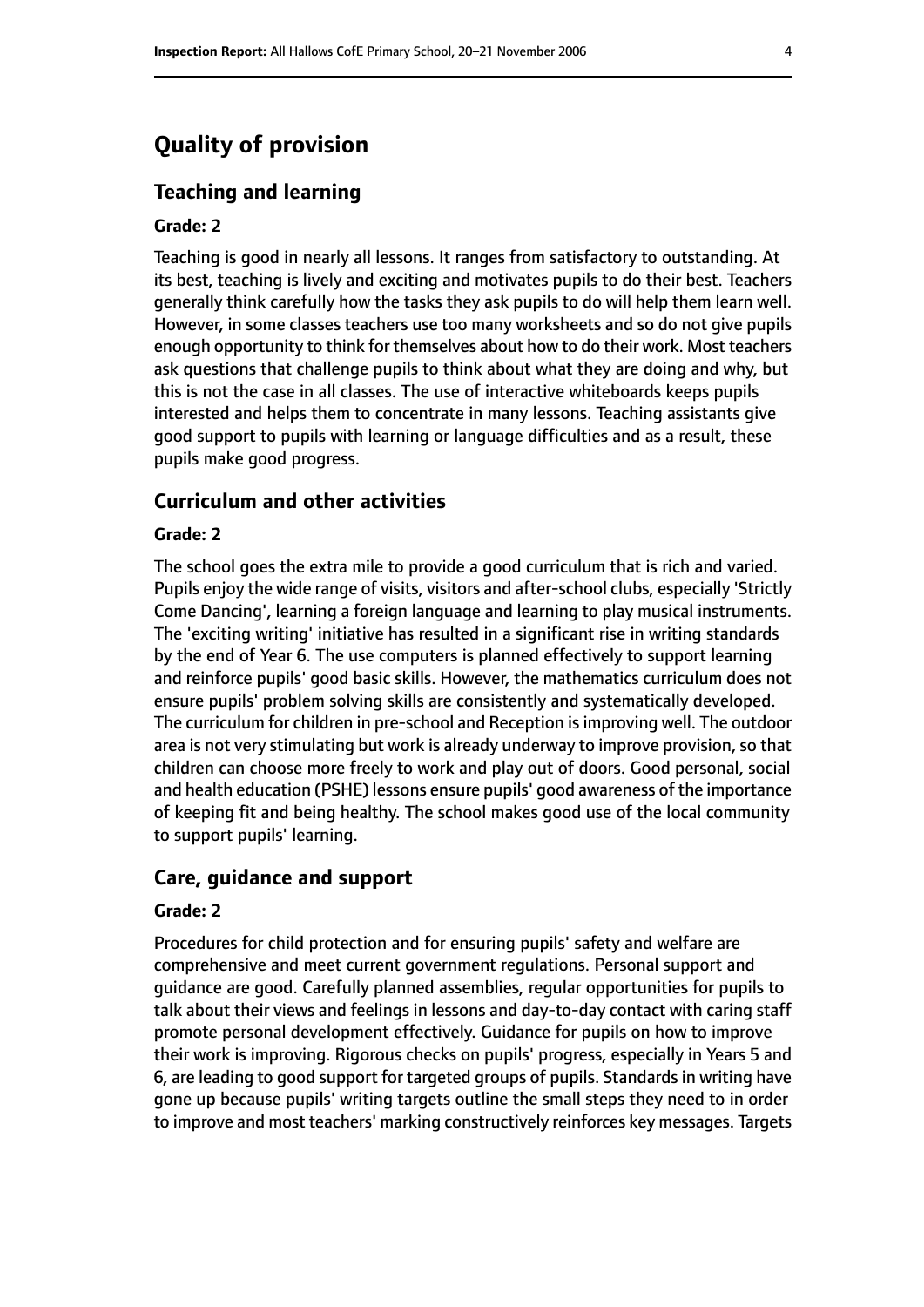# Quality of provision

## Teaching and learning

### Grade: 2

Teaching is good in nearly all lessons. It ranges from satisfactory to outstanding. At its best, teaching is lively and exciting and motivates pupils to do their best. Teachers generally think carefully how the tasks they ask pupils to do will help them learn well. However, in some classes teachers use too many worksheets and so do not give pupils enough opportunity to think for themselves about how to do their work. Most teachers ask questions that challenge pupils to think about what they are doing and why, but this is not the case in all classes. The use of interactive whiteboards keeps pupils interested and helps them to concentrate in many lessons. Teaching assistants give good support to pupils with learning or language difficulties and as a result, these pupils make good progress.

## Curriculum and other activities

### Grade: 2

The school goes the extra mile to provide a good curriculum that is rich and varied. Pupils enjoy the wide range of visits, visitors and after-school clubs, especially 'Strictly Come Dancing', learning a foreign language and learning to play musical instruments. The 'exciting writing' initiative has resulted in a significant rise in writing standards by the end of Year 6. The use computers is planned effectively to support learning and reinforce pupils' good basic skills. However, the mathematics curriculum does not ensure pupils' problem solving skills are consistently and systematically developed. The curriculum for children in pre-school and Reception is improving well. The outdoor area is not very stimulating but work is already underway to improve provision, so that children can choose more freely to work and play out of doors. Good personal, social and health education (PSHE) lessons ensure pupils' good awareness of the importance of keeping fit and being healthy. The school makes good use of the local community to support pupils' learning.

## Care, guidance and support

### Grade: 2

Procedures for child protection and for ensuring pupils' safety and welfare are comprehensive and meet current government regulations. Personal support and guidance are good. Carefully planned assemblies, regular opportunities for pupils to talk about their views and feelings in lessons and day-to-day contact with caring staff promote personal development effectively. Guidance for pupils on how to improve their work is improving. Rigorous checks on pupils' progress, especially in Years 5 and 6, are leading to good support for targeted groups of pupils. Standards in writing have gone up because pupils' writing targets outline the small steps they need to in order to improve and most teachers' marking constructively reinforces key messages. Targets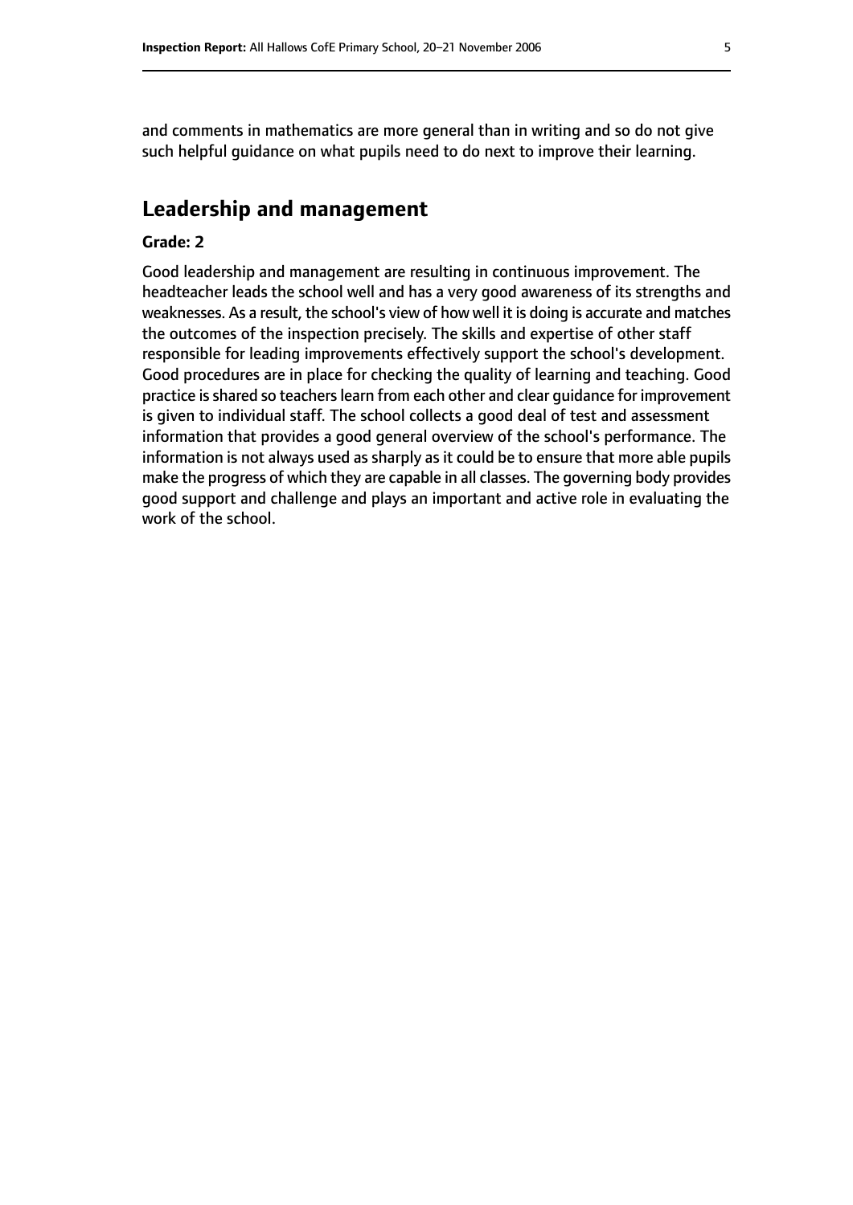and comments in mathematics are more general than in writing and so do not give such helpful guidance on what pupils need to do next to improve their learning.

## Leadership and management

**Grade: 2**

Good leadership and management are resulting in continuous improvement. The headteacher leads the school well and has a very good awareness of its strengths and weaknesses. As a result, the school's view of how well it is doing is accurate and matches the outcomes of the inspection precisely. The skills and expertise of other staff responsible for leading improvements effectively support the school's development. Good procedures are in place for checking the quality of learning and teaching. Good practice is shared so teachers learn from each other and clear guidance for improvement is given to individual staff. The school collects a good deal of test and assessment information that provides a good general overview of the school's performance. The information is not always used as sharply as it could be to ensure that more able pupils make the progress of which they are capable in all classes. The governing body provides good support and challenge and plays an important and active role in evaluating the work of the school.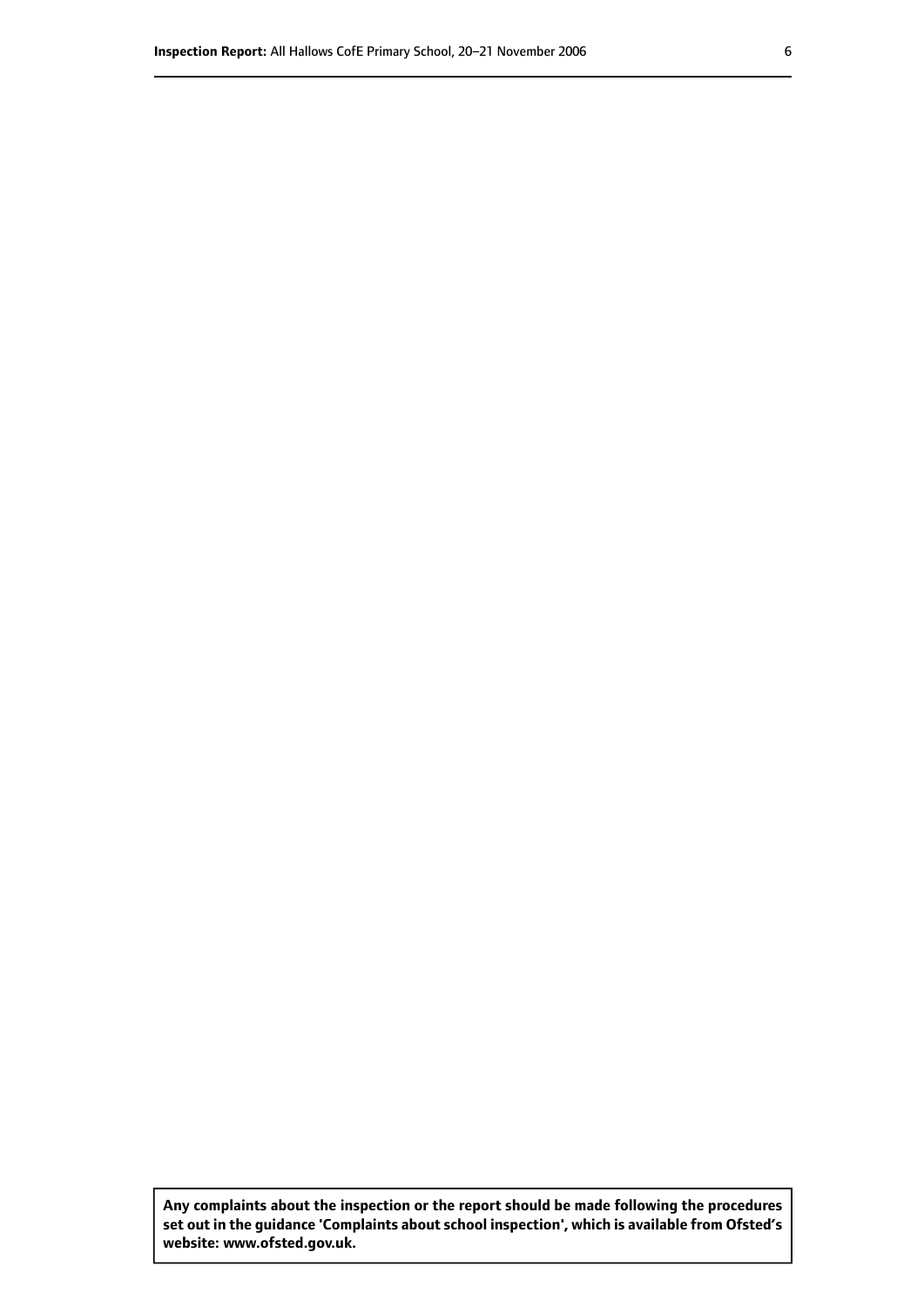**Any complaints about the inspection or the report should be made following the procedures set out in the guidance 'Complaints about school inspection', which is available from Ofsted's website: www.ofsted.gov.uk.**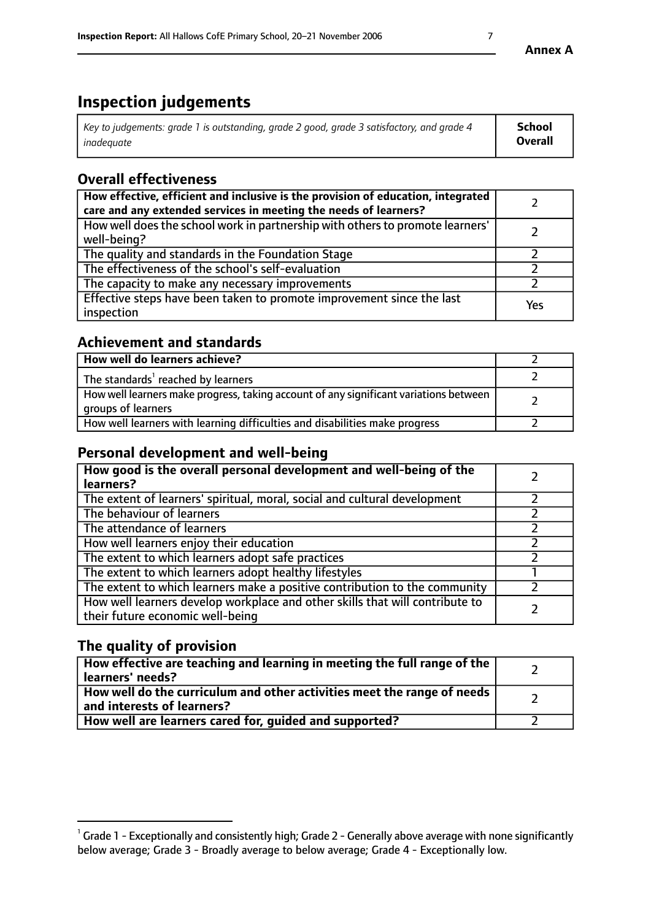**Annex A**

# Inspection judgements

| *Key to judgements: grade 1 is outstanding, grade 2 good, grade 3 satisfactory, and grade 4 inadequate* | **School Overall** |
|---|---|

## Overall effectiveness

| | |
|---|---|
| **How effective, efficient and inclusive is the provision of education, integrated care and any extended services in meeting the needs of learners?** | 2 |
| How well does the school work in partnership with others to promote learners' well-being? | 2 |
| The quality and standards in the Foundation Stage | 2 |
| The effectiveness of the school's self-evaluation | 2 |
| The capacity to make any necessary improvements | 2 |
| Effective steps have been taken to promote improvement since the last inspection | Yes |

## Achievement and standards

| | |
|---|---|
| **How well do learners achieve?** | 2 |
| The standards[1] reached by learners | 2 |
| How well learners make progress, taking account of any significant variations between groups of learners | 2 |
| How well learners with learning difficulties and disabilities make progress | 2 |

## Personal development and well-being

| | |
|---|---|
| **How good is the overall personal development and well-being of the learners?** | 2 |
| The extent of learners' spiritual, moral, social and cultural development | 2 |
| The behaviour of learners | 2 |
| The attendance of learners | 2 |
| How well learners enjoy their education | 2 |
| The extent to which learners adopt safe practices | 2 |
| The extent to which learners adopt healthy lifestyles | 1 |
| The extent to which learners make a positive contribution to the community | 2 |
| How well learners develop workplace and other skills that will contribute to their future economic well-being | 2 |

## The quality of provision

| | |
|---|---|
| **How effective are teaching and learning in meeting the full range of the learners' needs?** | 2 |
| **How well do the curriculum and other activities meet the range of needs and interests of learners?** | 2 |
| **How well are learners cared for, guided and supported?** | 2 |

[1] Grade 1 - Exceptionally and consistently high; Grade 2 - Generally above average with none significantly below average; Grade 3 - Broadly average to below average; Grade 4 - Exceptionally low.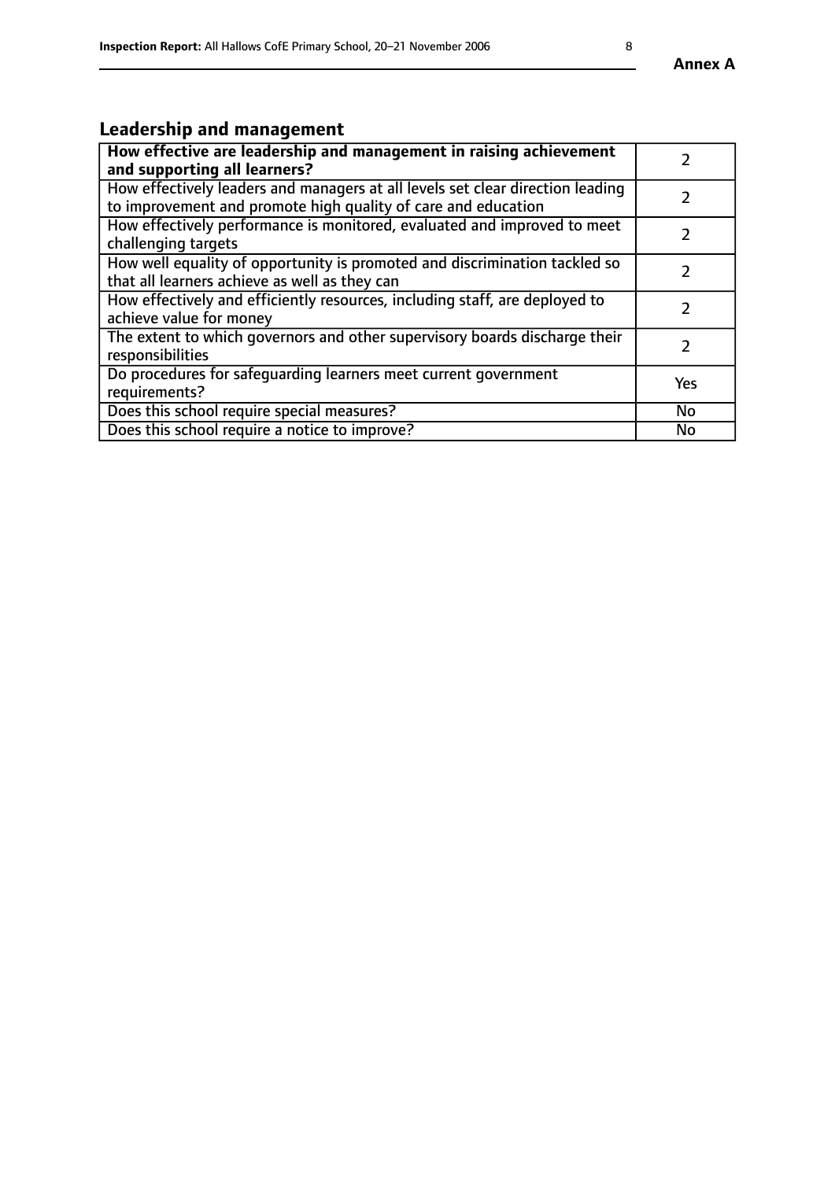## Leadership and management

| How effective are leadership and management in raising achievement and supporting all learners? | 2 |
|---|---|
| How effectively leaders and managers at all levels set clear direction leading to improvement and promote high quality of care and education | 2 |
| How effectively performance is monitored, evaluated and improved to meet challenging targets | 2 |
| How well equality of opportunity is promoted and discrimination tackled so that all learners achieve as well as they can | 2 |
| How effectively and efficiently resources, including staff, are deployed to achieve value for money | 2 |
| The extent to which governors and other supervisory boards discharge their responsibilities | 2 |
| Do procedures for safeguarding learners meet current government requirements? | Yes |
| Does this school require special measures? | No |
| Does this school require a notice to improve? | No |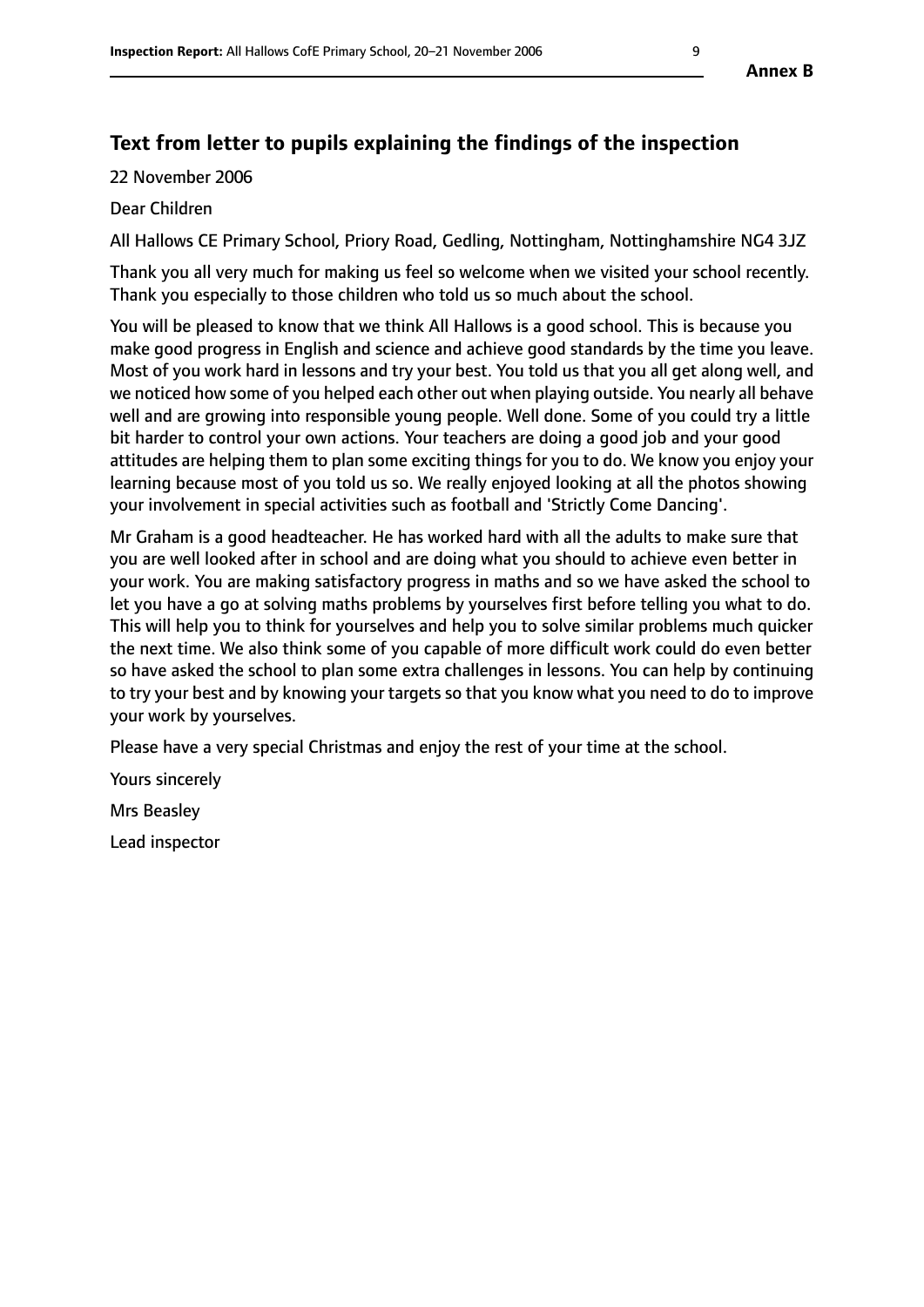## Text from letter to pupils explaining the findings of the inspection

22 November 2006

Dear Children

All Hallows CE Primary School, Priory Road, Gedling, Nottingham, Nottinghamshire NG4 3JZ

Thank you all very much for making us feel so welcome when we visited your school recently. Thank you especially to those children who told us so much about the school.

You will be pleased to know that we think All Hallows is a good school. This is because you make good progress in English and science and achieve good standards by the time you leave. Most of you work hard in lessons and try your best. You told us that you all get along well, and we noticed how some of you helped each other out when playing outside. You nearly all behave well and are growing into responsible young people. Well done. Some of you could try a little bit harder to control your own actions. Your teachers are doing a good job and your good attitudes are helping them to plan some exciting things for you to do. We know you enjoy your learning because most of you told us so. We really enjoyed looking at all the photos showing your involvement in special activities such as football and 'Strictly Come Dancing'.

Mr Graham is a good headteacher. He has worked hard with all the adults to make sure that you are well looked after in school and are doing what you should to achieve even better in your work. You are making satisfactory progress in maths and so we have asked the school to let you have a go at solving maths problems by yourselves first before telling you what to do. This will help you to think for yourselves and help you to solve similar problems much quicker the next time. We also think some of you capable of more difficult work could do even better so have asked the school to plan some extra challenges in lessons. You can help by continuing to try your best and by knowing your targets so that you know what you need to do to improve your work by yourselves.

Please have a very special Christmas and enjoy the rest of your time at the school.

Yours sincerely

Mrs Beasley

Lead inspector